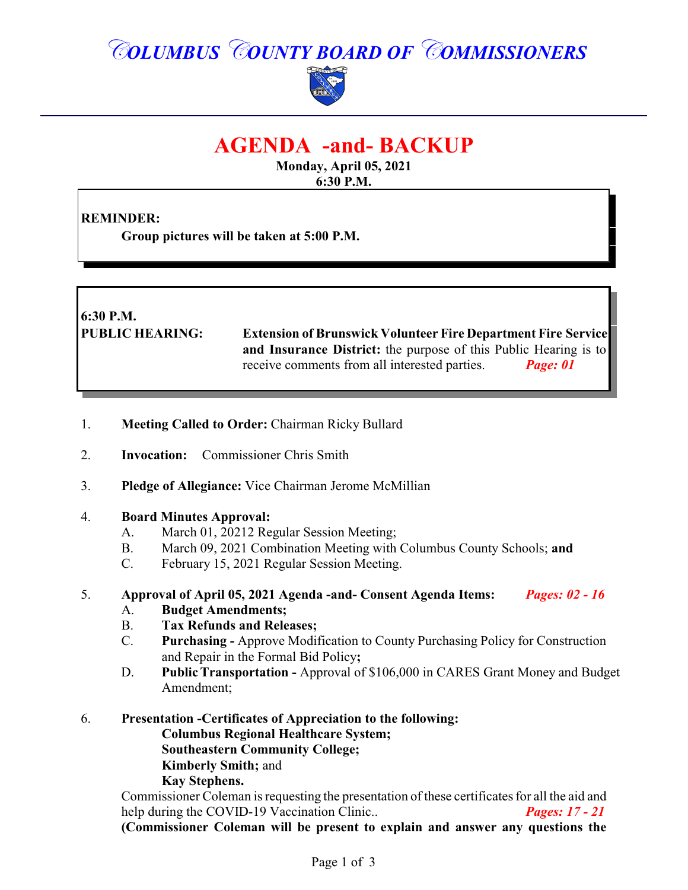# COLUMBUS COUNTY BOARD OF COMMISSIONERS

# AGENDA -and- BACKUP

**Monday, April 05, 2021**
**6:30 P.M.**

**REMINDER:**

**Group pictures will be taken at 5:00 P.M.**

**6:30 P.M.**

**PUBLIC HEARING:** **Extension of Brunswick Volunteer Fire Department Fire Service and Insurance District:** the purpose of this Public Hearing is to receive comments from all interested parties. ***Page: 01***

1. **Meeting Called to Order:** Chairman Ricky Bullard

2. **Invocation:** Commissioner Chris Smith

3. **Pledge of Allegiance:** Vice Chairman Jerome McMillian

4. **Board Minutes Approval:**
   - A. March 01, 20212 Regular Session Meeting;
   - B. March 09, 2021 Combination Meeting with Columbus County Schools; **and**
   - C. February 15, 2021 Regular Session Meeting.

5. **Approval of April 05, 2021 Agenda -and- Consent Agenda Items:** ***Pages: 02 - 16***
   - A. **Budget Amendments;**
   - B. **Tax Refunds and Releases;**
   - C. **Purchasing -** Approve Modification to County Purchasing Policy for Construction and Repair in the Formal Bid Policy**;**
   - D. **Public Transportation -** Approval of $106,000 in CARES Grant Money and Budget Amendment;

6. **Presentation -Certificates of Appreciation to the following:**
   - **Columbus Regional Healthcare System;**
   - **Southeastern Community College;**
   - **Kimberly Smith;** and
   - **Kay Stephens.**

   Commissioner Coleman is requesting the presentation of these certificates for all the aid and help during the COVID-19 Vaccination Clinic.. ***Pages: 17 - 21***
   **(Commissioner Coleman will be present to explain and answer any questions the**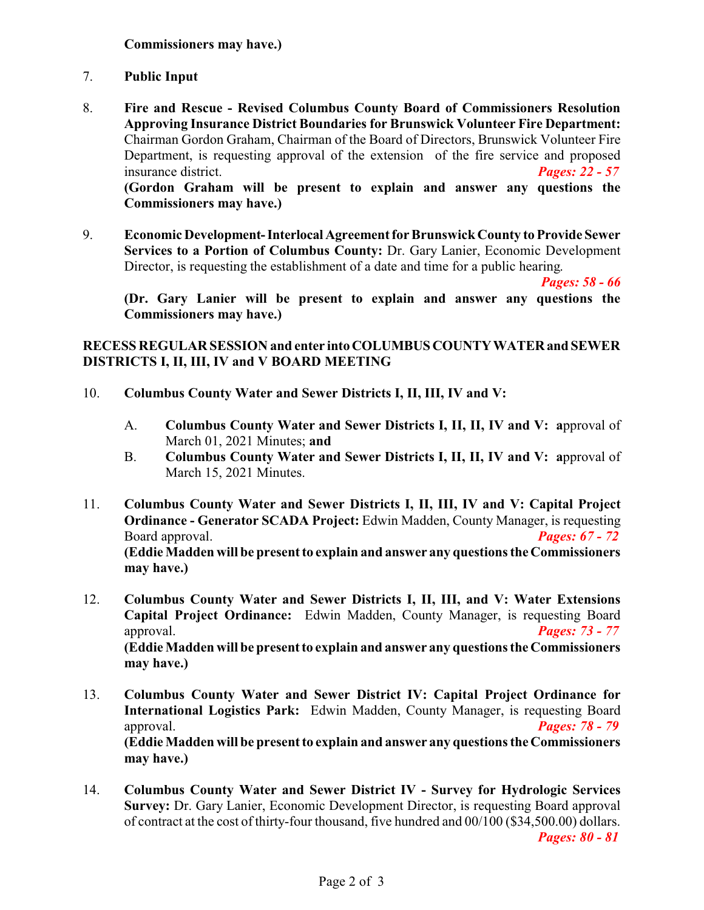**Commissioners may have.)**

7. **Public Input**

8. **Fire and Rescue - Revised Columbus County Board of Commissioners Resolution Approving Insurance District Boundaries for Brunswick Volunteer Fire Department:** Chairman Gordon Graham, Chairman of the Board of Directors, Brunswick Volunteer Fire Department, is requesting approval of the extension of the fire service and proposed insurance district. ***Pages: 22 - 57***
   **(Gordon Graham will be present to explain and answer any questions the Commissioners may have.)**

9. **Economic Development- Interlocal Agreement for Brunswick County to Provide Sewer Services to a Portion of Columbus County:** Dr. Gary Lanier, Economic Development Director, is requesting the establishment of a date and time for a public hearing. ***Pages: 58 - 66***
   **(Dr. Gary Lanier will be present to explain and answer any questions the Commissioners may have.)**

**RECESS REGULAR SESSION and enter into COLUMBUS COUNTY WATER and SEWER DISTRICTS I, II, III, IV and V BOARD MEETING**

10. **Columbus County Water and Sewer Districts I, II, III, IV and V:**

    A. **Columbus County Water and Sewer Districts I, II, II, IV and V: a**pproval of March 01, 2021 Minutes; **and**
    B. **Columbus County Water and Sewer Districts I, II, II, IV and V: a**pproval of March 15, 2021 Minutes.

11. **Columbus County Water and Sewer Districts I, II, III, IV and V: Capital Project Ordinance - Generator SCADA Project:** Edwin Madden, County Manager, is requesting Board approval. ***Pages: 67 - 72***
    **(Eddie Madden will be present to explain and answer any questions the Commissioners may have.)**

12. **Columbus County Water and Sewer Districts I, II, III, and V: Water Extensions Capital Project Ordinance:** Edwin Madden, County Manager, is requesting Board approval. ***Pages: 73 - 77***
    **(Eddie Madden will be present to explain and answer any questions the Commissioners may have.)**

13. **Columbus County Water and Sewer District IV: Capital Project Ordinance for International Logistics Park:** Edwin Madden, County Manager, is requesting Board approval. ***Pages: 78 - 79***
    **(Eddie Madden will be present to explain and answer any questions the Commissioners may have.)**

14. **Columbus County Water and Sewer District IV - Survey for Hydrologic Services Survey:** Dr. Gary Lanier, Economic Development Director, is requesting Board approval of contract at the cost of thirty-four thousand, five hundred and 00/100 ($34,500.00) dollars. ***Pages: 80 - 81***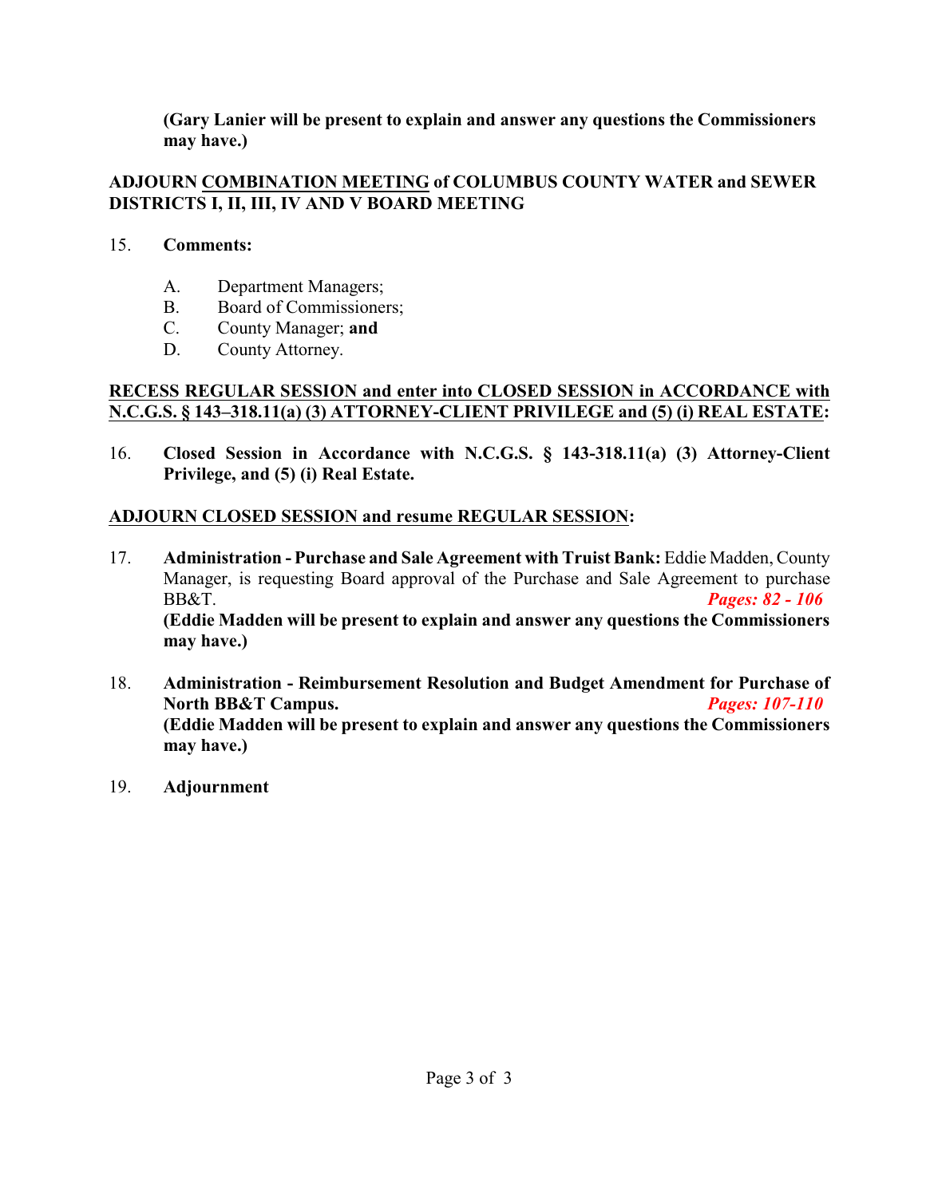**(Gary Lanier will be present to explain and answer any questions the Commissioners may have.)**

**ADJOURN COMBINATION MEETING of COLUMBUS COUNTY WATER and SEWER DISTRICTS I, II, III, IV AND V BOARD MEETING**

15. **Comments:**

    A. Department Managers;
    B. Board of Commissioners;
    C. County Manager; **and**
    D. County Attorney.

**RECESS REGULAR SESSION and enter into CLOSED SESSION in ACCORDANCE with N.C.G.S. § 143–318.11(a) (3) ATTORNEY-CLIENT PRIVILEGE and (5) (i) REAL ESTATE:**

16. **Closed Session in Accordance with N.C.G.S. § 143-318.11(a) (3) Attorney-Client Privilege, and (5) (i) Real Estate.**

**ADJOURN CLOSED SESSION and resume REGULAR SESSION:**

17. **Administration - Purchase and Sale Agreement with Truist Bank:** Eddie Madden, County Manager, is requesting Board approval of the Purchase and Sale Agreement to purchase BB&T. ***Pages: 82 - 106***
    **(Eddie Madden will be present to explain and answer any questions the Commissioners may have.)**

18. **Administration - Reimbursement Resolution and Budget Amendment for Purchase of North BB&T Campus.** ***Pages: 107-110***
    **(Eddie Madden will be present to explain and answer any questions the Commissioners may have.)**

19. **Adjournment**